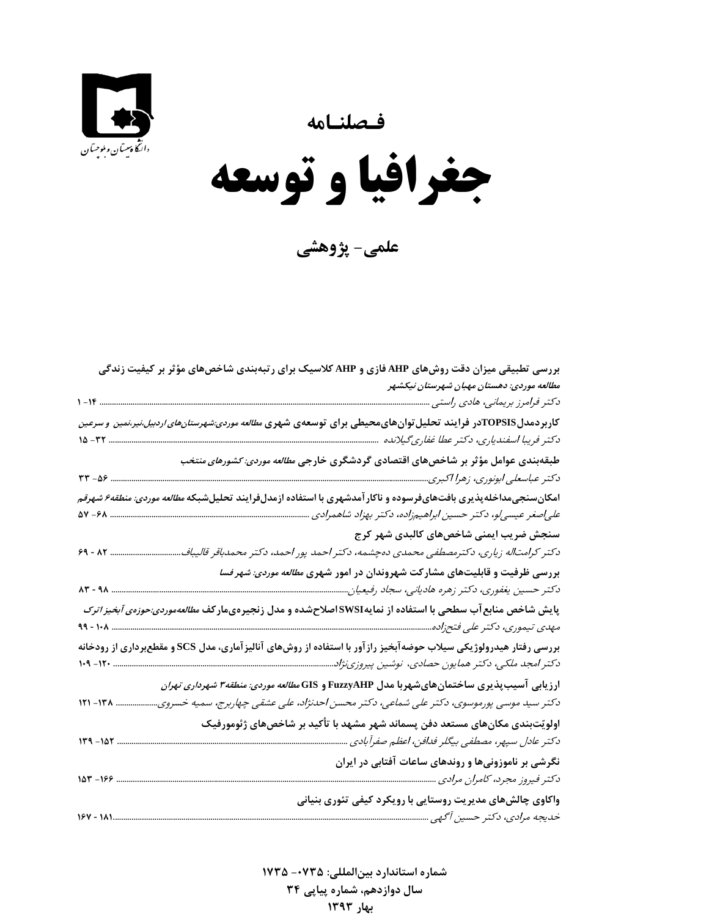دانشگاه سیستان و بلوچستان

فصلنامه

# جغرافیا و توسعه

## علمی- پژوهشی

**بررسی تطبیقی میزان دقت روش‌های AHP فازی و AHP کلاسیک برای رتبه‌بندی شاخص‌های مؤثر بر کیفیت زندگی**
***مطالعه موردی: دهستان مهبان شهرستان نیکشهر***
*دکتر فرامرز بریمانی، هادی راستی* ........ ۱۴- ۱

**کاربردمدلTOPSISدر فرایند تحلیل توان‌های محیطی برای توسعه‌ی شهری** ***مطالعه موردی:شهرستان‌های اردبیل،نیر،نمین و سرعین***
*دکتر فریبا اسفندیاری، دکتر عطا غفاری گیلانده* ........ ۳۲- ۱۵

**طبقه‌بندی عوامل مؤثر بر شاخص‌های اقتصادی گردشگری خارجی** ***مطالعه موردی: کشورهای منتخب***
*دکتر عباسعلی ابونوری، زهرا اکبری* ........ ۵۶- ۳۳

**امکان‌سنجی مداخله‌پذیری بافت‌های فرسوده و ناکارآمد شهری با استفاده ازمدل فرایند تحلیل شبکه** ***مطالعه موردی: منطقه۶ شهرقم***
*علی‌اصغر عیسی‌لو، دکتر حسین ابراهیم‌زاده، دکتر بهزاد شاهمرادی* ........ ۶۸- ۵۷

**سنجش ضریب ایمنی شاخص‌های کالبدی شهر کرج**
*دکتر کرامت‌اله زیاری، دکترمصطفی محمدی ده‌چشمه، دکتر احمد پور احمد، دکتر محمدباقر قالیباف* ........ ۸۲ - ۶۹

**بررسی ظرفیت و قابلیت‌های مشارکت شهروندان در امور شهری** ***مطالعه موردی: شهر فسا***
*دکتر حسین یغفوری، دکتر زهره هادیانی، سجاد رفیعیان* ........ ۹۸ - ۸۳

**پایش شاخص منابع آب سطحی با استفاده از نمایه SWSI اصلاح‌شده و مدل زنجیره‌ی مارکف** ***مطالعه‌موردی:حوزه‌ی آبخیز اترک***
*مهدی تیموری، دکتر علی فتح‌زاده* ........ ۱۰۸ - ۹۹

**بررسی رفتار هیدرولوژیکی سیلاب حوضه آبخیز رازآور با استفاده از روش‌های آنالیز آماری، مدل SCS و مقطع‌برداری از رودخانه**
*دکتر امجد ملکی، دکتر همایون حصادی، نوشین پیروزی‌نژاد* ........ ۱۲۰- ۱۰۹

**ارزیابی آسیب‌پذیری ساختمان‌های شهربا مدل FuzzyAHP و GIS** ***مطالعه موردی: منطقه۳ شهرداری تهران***
*دکتر سید موسی پورموسوی، دکتر علی شماعی، دکتر محسن احدنژاد، علی عشقی چهاربرج، سمیه خسروی* ........ ۱۳۸- ۱۲۱

**اولویّت‌بندی مکان‌های مستعد دفن پسماند شهر مشهد با تأکید بر شاخص‌های ژئومورفیک**
*دکتر عادل سپهر، مصطفی بیگلر فدافن، اعظم صفرآبادی* ........ ۱۵۲- ۱۳۹

**نگرشی بر ناموزونی‌ها و روندهای ساعات آفتابی در ایران**
*دکتر فیروز مجرد، کامران مرادی* ........ ۱۶۶- ۱۵۳

**واکاوی چالش‌های مدیریت روستایی با رویکرد کیفی تئوری بنیانی**
*خدیجه مرادی، دکتر حسین آگهی* ........ ۱۸۱ - ۱۶۷

**شماره استاندارد بین‌المللی: ۰۷۳۵- ۱۷۳۵**
**سال دوازدهم، شماره پیاپی ۳۴**
**بهار ۱۳۹۳**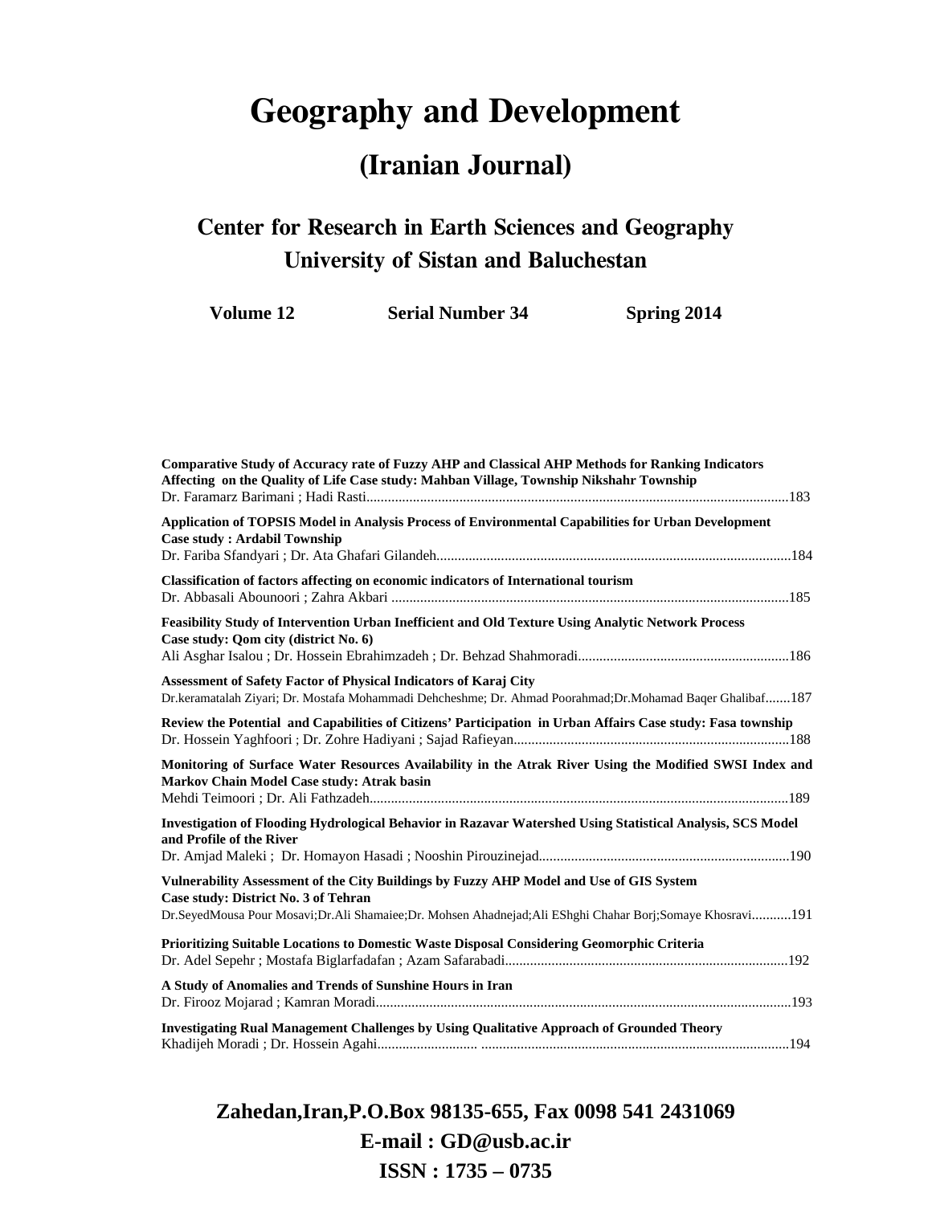# Geography and Development

## (Iranian Journal)

### Center for Research in Earth Sciences and Geography
### University of Sistan and Baluchestan

**Volume 12 Serial Number 34 Spring 2014**

**Comparative Study of Accuracy rate of Fuzzy AHP and Classical AHP Methods for Ranking Indicators Affecting on the Quality of Life Case study: Mahban Village, Township Nikshahr Township**
Dr. Faramarz Barimani ; Hadi Rasti.....183

**Application of TOPSIS Model in Analysis Process of Environmental Capabilities for Urban Development Case study : Ardabil Township**
Dr. Fariba Sfandyari ; Dr. Ata Ghafari Gilandeh.....184

**Classification of factors affecting on economic indicators of International tourism**
Dr. Abbasali Abounoori ; Zahra Akbari .....185

**Feasibility Study of Intervention Urban Inefficient and Old Texture Using Analytic Network Process Case study: Qom city (district No. 6)**
Ali Asghar Isalou ; Dr. Hossein Ebrahimzadeh ; Dr. Behzad Shahmoradi.....186

**Assessment of Safety Factor of Physical Indicators of Karaj City**
Dr.keramatalah Ziyari; Dr. Mostafa Mohammadi Dehcheshme; Dr. Ahmad Poorahmad;Dr.Mohamad Baqer Ghalibaf.......187

**Review the Potential and Capabilities of Citizens' Participation in Urban Affairs Case study: Fasa township**
Dr. Hossein Yaghfoori ; Dr. Zohre Hadiyani ; Sajad Rafieyan.....188

**Monitoring of Surface Water Resources Availability in the Atrak River Using the Modified SWSI Index and Markov Chain Model Case study: Atrak basin**
Mehdi Teimoori ; Dr. Ali Fathzadeh.....189

**Investigation of Flooding Hydrological Behavior in Razavar Watershed Using Statistical Analysis, SCS Model and Profile of the River**
Dr. Amjad Maleki ; Dr. Homayon Hasadi ; Nooshin Pirouzinejad.....190

**Vulnerability Assessment of the City Buildings by Fuzzy AHP Model and Use of GIS System Case study: District No. 3 of Tehran**
Dr.SeyedMousa Pour Mosavi;Dr.Ali Shamaiee;Dr. Mohsen Ahadnejad;Ali EShghi Chahar Borj;Somaye Khosravi...........191

**Prioritizing Suitable Locations to Domestic Waste Disposal Considering Geomorphic Criteria**
Dr. Adel Sepehr ; Mostafa Biglarfadafan ; Azam Safarabadi.....192

**A Study of Anomalies and Trends of Sunshine Hours in Iran**
Dr. Firooz Mojarad ; Kamran Moradi.....193

**Investigating Rual Management Challenges by Using Qualitative Approach of Grounded Theory**
Khadijeh Moradi ; Dr. Hossein Agahi.....194

**Zahedan,Iran,P.O.Box 98135-655, Fax 0098 541 2431069**
**E-mail : GD@usb.ac.ir**
**ISSN : 1735 – 0735**